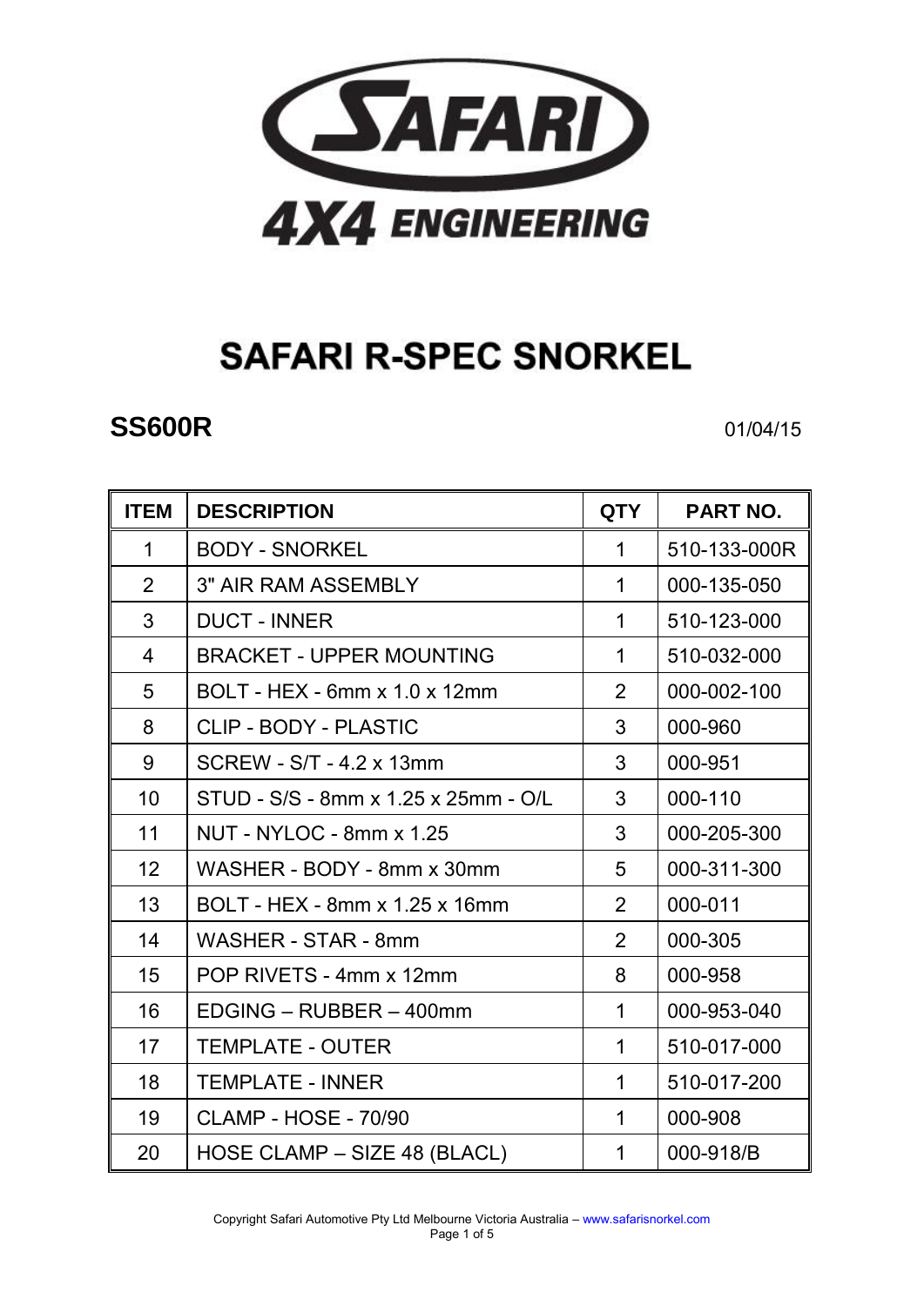SAFARI

4X4 ENGINEERING

# SAFARI R-SPEC SNORKEL

## SS600R

01/04/15

| ITEM | DESCRIPTION | QTY | PART NO. |
|---|---|---|---|
| 1 | BODY - SNORKEL | 1 | 510-133-000R |
| 2 | 3" AIR RAM ASSEMBLY | 1 | 000-135-050 |
| 3 | DUCT - INNER | 1 | 510-123-000 |
| 4 | BRACKET - UPPER MOUNTING | 1 | 510-032-000 |
| 5 | BOLT - HEX - 6mm x 1.0 x 12mm | 2 | 000-002-100 |
| 8 | CLIP - BODY - PLASTIC | 3 | 000-960 |
| 9 | SCREW - S/T - 4.2 x 13mm | 3 | 000-951 |
| 10 | STUD - S/S - 8mm x 1.25 x 25mm - O/L | 3 | 000-110 |
| 11 | NUT - NYLOC - 8mm x 1.25 | 3 | 000-205-300 |
| 12 | WASHER - BODY - 8mm x 30mm | 5 | 000-311-300 |
| 13 | BOLT - HEX - 8mm x 1.25 x 16mm | 2 | 000-011 |
| 14 | WASHER - STAR - 8mm | 2 | 000-305 |
| 15 | POP RIVETS - 4mm x 12mm | 8 | 000-958 |
| 16 | EDGING – RUBBER – 400mm | 1 | 000-953-040 |
| 17 | TEMPLATE - OUTER | 1 | 510-017-000 |
| 18 | TEMPLATE - INNER | 1 | 510-017-200 |
| 19 | CLAMP - HOSE - 70/90 | 1 | 000-908 |
| 20 | HOSE CLAMP – SIZE 48 (BLACL) | 1 | 000-918/B |

Copyright Safari Automotive Pty Ltd Melbourne Victoria Australia – www.safarisnorkel.com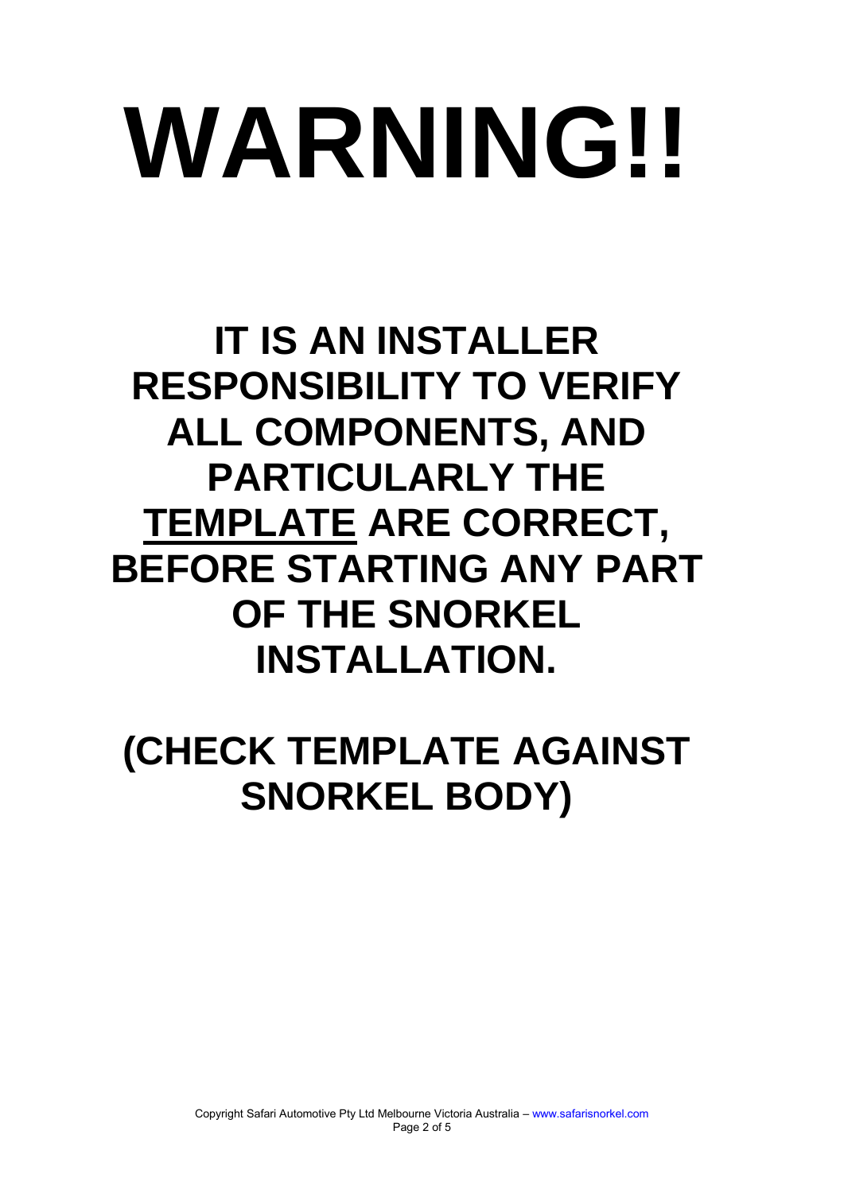# WARNING!!

## IT IS AN INSTALLER RESPONSIBILITY TO VERIFY ALL COMPONENTS, AND PARTICULARLY THE <u>TEMPLATE</u> ARE CORRECT, BEFORE STARTING ANY PART OF THE SNORKEL INSTALLATION.

## (CHECK TEMPLATE AGAINST SNORKEL BODY)

Copyright Safari Automotive Pty Ltd Melbourne Victoria Australia – www.safarisnorkel.com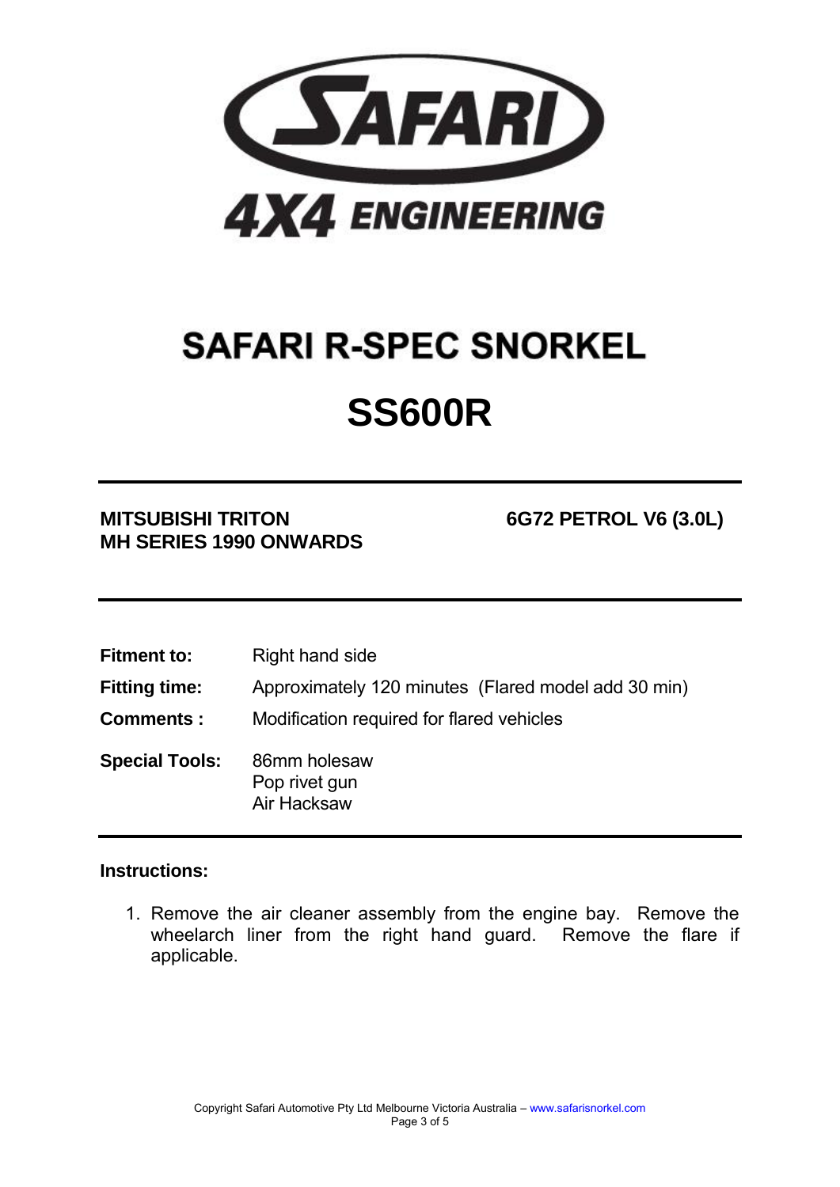# SAFARI R-SPEC SNORKEL

# SS600R

**MITSUBISHI TRITON**
**MH SERIES 1990 ONWARDS**

**6G72 PETROL V6 (3.0L)**

| | |
|---|---|
| **Fitment to:** | Right hand side |
| **Fitting time:** | Approximately 120 minutes (Flared model add 30 min) |
| **Comments :** | Modification required for flared vehicles |
| **Special Tools:** | 86mm holesaw<br>Pop rivet gun<br>Air Hacksaw |

**Instructions:**

1. Remove the air cleaner assembly from the engine bay. Remove the wheelarch liner from the right hand guard. Remove the flare if applicable.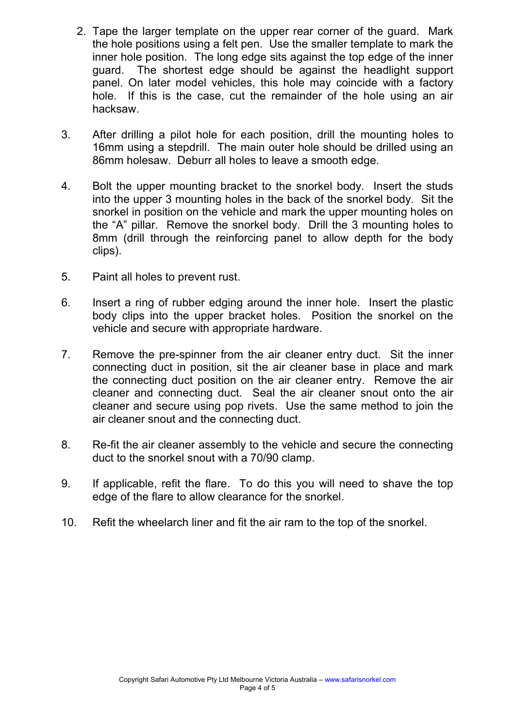2. Tape the larger template on the upper rear corner of the guard. Mark the hole positions using a felt pen. Use the smaller template to mark the inner hole position. The long edge sits against the top edge of the inner guard. The shortest edge should be against the headlight support panel. On later model vehicles, this hole may coincide with a factory hole. If this is the case, cut the remainder of the hole using an air hacksaw.

3. After drilling a pilot hole for each position, drill the mounting holes to 16mm using a stepdrill. The main outer hole should be drilled using an 86mm holesaw. Deburr all holes to leave a smooth edge.

4. Bolt the upper mounting bracket to the snorkel body. Insert the studs into the upper 3 mounting holes in the back of the snorkel body. Sit the snorkel in position on the vehicle and mark the upper mounting holes on the "A" pillar. Remove the snorkel body. Drill the 3 mounting holes to 8mm (drill through the reinforcing panel to allow depth for the body clips).

5. Paint all holes to prevent rust.

6. Insert a ring of rubber edging around the inner hole. Insert the plastic body clips into the upper bracket holes. Position the snorkel on the vehicle and secure with appropriate hardware.

7. Remove the pre-spinner from the air cleaner entry duct. Sit the inner connecting duct in position, sit the air cleaner base in place and mark the connecting duct position on the air cleaner entry. Remove the air cleaner and connecting duct. Seal the air cleaner snout onto the air cleaner and secure using pop rivets. Use the same method to join the air cleaner snout and the connecting duct.

8. Re-fit the air cleaner assembly to the vehicle and secure the connecting duct to the snorkel snout with a 70/90 clamp.

9. If applicable, refit the flare. To do this you will need to shave the top edge of the flare to allow clearance for the snorkel.

10. Refit the wheelarch liner and fit the air ram to the top of the snorkel.

Copyright Safari Automotive Pty Ltd Melbourne Victoria Australia – www.safarisnorkel.com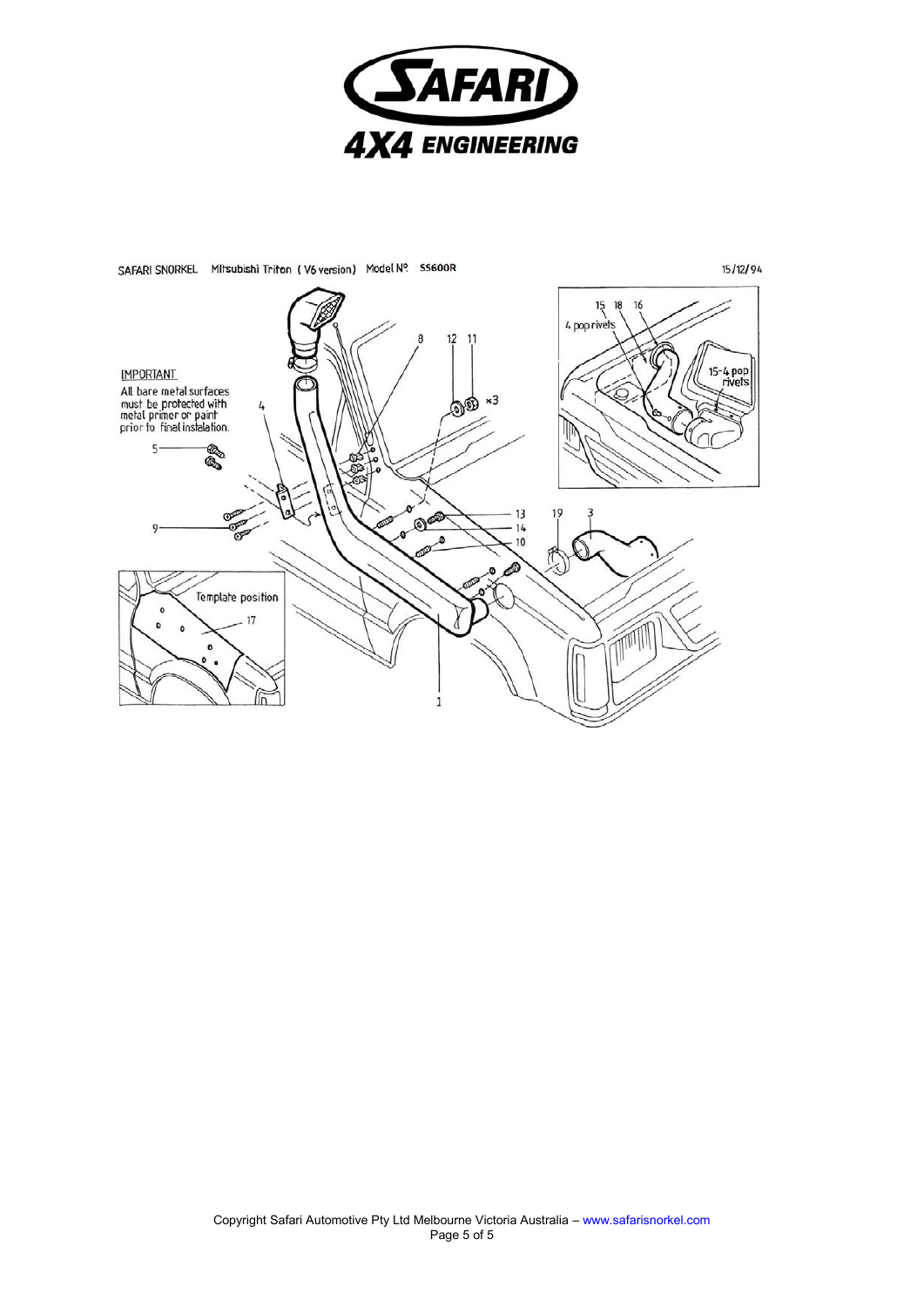SAFARI

4X4 ENGINEERING

SAFARI SNORKEL Mitsubishi Triton (V6 version) Model Nº SS600R

15/12/94

IMPORTANT
All bare metal surfaces must be protected with metal primer or paint prior to final instalation.

Template position

4 pop rivets

15-4 pop rivets

1
3
4
5
8
9
10
11
12
13
14
15
16
17
18
19
x3